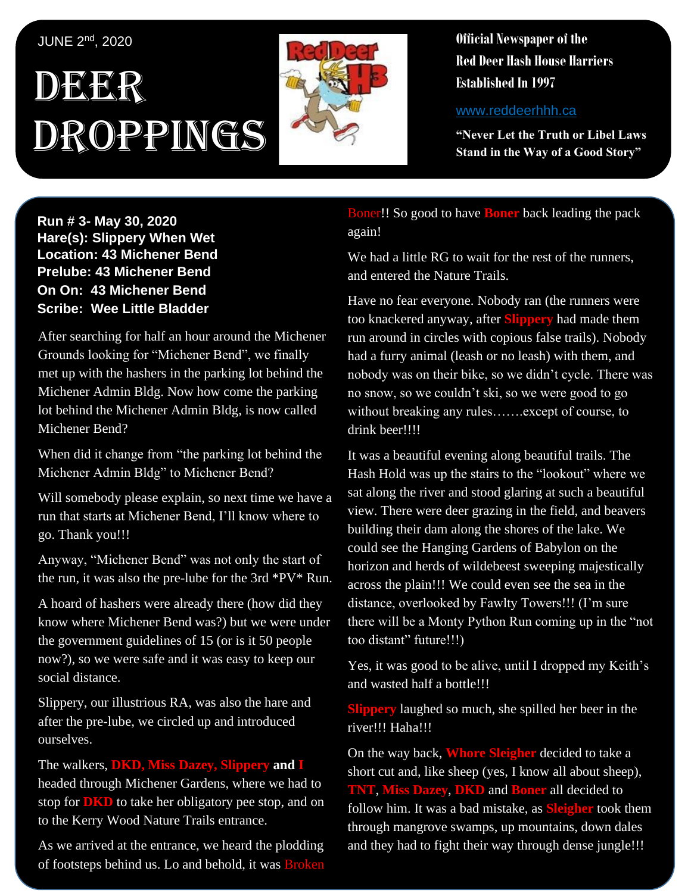JUNE 2nd, 2020

# DEER DROPPINGS

**Official Newspaper of the Red Deer Hash House Harriers Established In 1997**

www.reddeerhhh.ca

**"Never Let the Truth or Libel Laws Stand in the Way of a Good Story"**

**Run # 3- May 30, 2020**
**Hare(s): Slippery When Wet**
**Location: 43 Michener Bend**
**Prelube: 43 Michener Bend**
**On On: 43 Michener Bend**
**Scribe: Wee Little Bladder**

After searching for half an hour around the Michener Grounds looking for "Michener Bend", we finally met up with the hashers in the parking lot behind the Michener Admin Bldg. Now how come the parking lot behind the Michener Admin Bldg, is now called Michener Bend?

When did it change from "the parking lot behind the Michener Admin Bldg" to Michener Bend?

Will somebody please explain, so next time we have a run that starts at Michener Bend, I'll know where to go. Thank you!!!

Anyway, "Michener Bend" was not only the start of the run, it was also the pre-lube for the 3rd *PV* Run.

A hoard of hashers were already there (how did they know where Michener Bend was?) but we were under the government guidelines of 15 (or is it 50 people now?), so we were safe and it was easy to keep our social distance.

Slippery, our illustrious RA, was also the hare and after the pre-lube, we circled up and introduced ourselves.

The walkers, **DKD, Miss Dazey, Slippery and I** headed through Michener Gardens, where we had to stop for **DKD** to take her obligatory pee stop, and on to the Kerry Wood Nature Trails entrance.

As we arrived at the entrance, we heard the plodding of footsteps behind us. Lo and behold, it was Broken Boner!! So good to have **Boner** back leading the pack again!

We had a little RG to wait for the rest of the runners, and entered the Nature Trails.

Have no fear everyone. Nobody ran (the runners were too knackered anyway, after **Slippery** had made them run around in circles with copious false trails). Nobody had a furry animal (leash or no leash) with them, and nobody was on their bike, so we didn't cycle. There was no snow, so we couldn't ski, so we were good to go without breaking any rules…….except of course, to drink beer!!!!

It was a beautiful evening along beautiful trails. The Hash Hold was up the stairs to the "lookout" where we sat along the river and stood glaring at such a beautiful view. There were deer grazing in the field, and beavers building their dam along the shores of the lake. We could see the Hanging Gardens of Babylon on the horizon and herds of wildebeest sweeping majestically across the plain!!! We could even see the sea in the distance, overlooked by Fawlty Towers!!! (I'm sure there will be a Monty Python Run coming up in the "not too distant" future!!!)

Yes, it was good to be alive, until I dropped my Keith's and wasted half a bottle!!!

**Slippery** laughed so much, she spilled her beer in the river!!! Haha!!!

On the way back, **Whore Sleigher** decided to take a short cut and, like sheep (yes, I know all about sheep), **TNT**, **Miss Dazey**, **DKD** and **Boner** all decided to follow him. It was a bad mistake, as **Sleigher** took them through mangrove swamps, up mountains, down dales and they had to fight their way through dense jungle!!!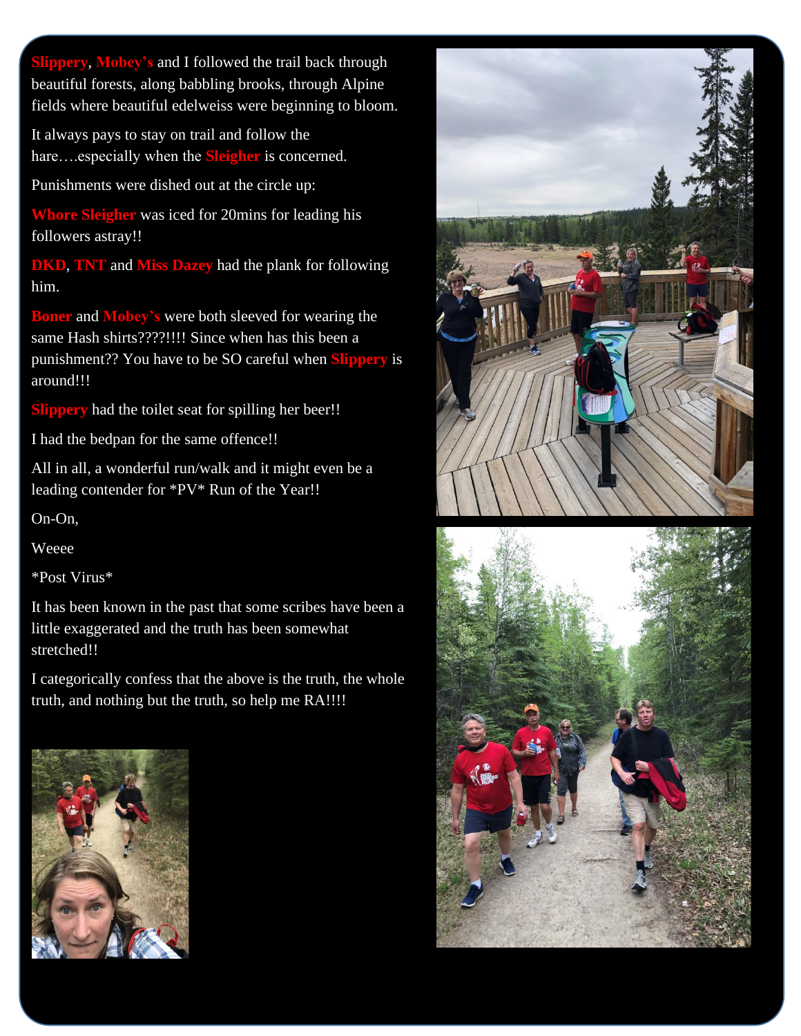**Slippery**, **Mobey's** and I followed the trail back through beautiful forests, along babbling brooks, through Alpine fields where beautiful edelweiss were beginning to bloom.

It always pays to stay on trail and follow the hare….especially when the **Sleigher** is concerned.

Punishments were dished out at the circle up:

**Whore Sleigher** was iced for 20mins for leading his followers astray!!

**DKD**, **TNT** and **Miss Dazey** had the plank for following him.

**Boner** and **Mobey's** were both sleeved for wearing the same Hash shirts????!!!! Since when has this been a punishment?? You have to be SO careful when **Slippery** is around!!!

**Slippery** had the toilet seat for spilling her beer!!

I had the bedpan for the same offence!!

All in all, a wonderful run/walk and it might even be a leading contender for *PV* Run of the Year!!

On-On,

Weeee

*Post Virus*

It has been known in the past that some scribes have been a little exaggerated and the truth has been somewhat stretched!!

I categorically confess that the above is the truth, the whole truth, and nothing but the truth, so help me RA!!!!